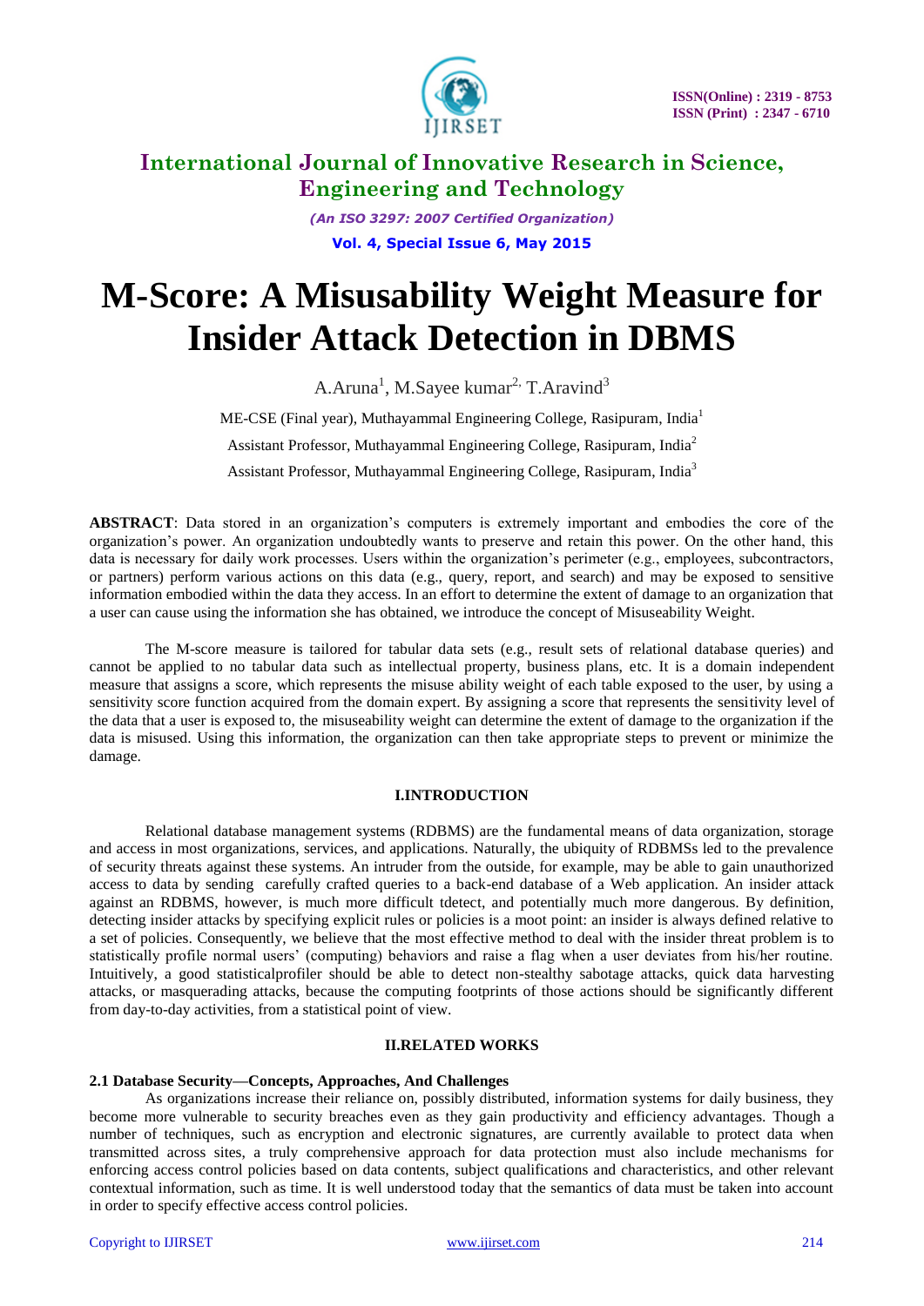# M-Score: A Misusability Weight Measure for Insider Attack Detection in DBMS

A.Aruna[1], M.Sayee kumar[2], T.Aravind[3]

ME-CSE (Final year), Muthayammal Engineering College, Rasipuram, India[1]

Assistant Professor, Muthayammal Engineering College, Rasipuram, India[2]

Assistant Professor, Muthayammal Engineering College, Rasipuram, India[3]

**ABSTRACT**: Data stored in an organization's computers is extremely important and embodies the core of the organization's power. An organization undoubtedly wants to preserve and retain this power. On the other hand, this data is necessary for daily work processes. Users within the organization's perimeter (e.g., employees, subcontractors, or partners) perform various actions on this data (e.g., query, report, and search) and may be exposed to sensitive information embodied within the data they access. In an effort to determine the extent of damage to an organization that a user can cause using the information she has obtained, we introduce the concept of Misuseability Weight.

The M-score measure is tailored for tabular data sets (e.g., result sets of relational database queries) and cannot be applied to no tabular data such as intellectual property, business plans, etc. It is a domain independent measure that assigns a score, which represents the misuse ability weight of each table exposed to the user, by using a sensitivity score function acquired from the domain expert. By assigning a score that represents the sensitivity level of the data that a user is exposed to, the misuseability weight can determine the extent of damage to the organization if the data is misused. Using this information, the organization can then take appropriate steps to prevent or minimize the damage.

## I.INTRODUCTION

Relational database management systems (RDBMS) are the fundamental means of data organization, storage and access in most organizations, services, and applications. Naturally, the ubiquity of RDBMSs led to the prevalence of security threats against these systems. An intruder from the outside, for example, may be able to gain unauthorized access to data by sending carefully crafted queries to a back-end database of a Web application. An insider attack against an RDBMS, however, is much more difficult tdetect, and potentially much more dangerous. By definition, detecting insider attacks by specifying explicit rules or policies is a moot point: an insider is always defined relative to a set of policies. Consequently, we believe that the most effective method to deal with the insider threat problem is to statistically profile normal users' (computing) behaviors and raise a flag when a user deviates from his/her routine. Intuitively, a good statisticalprofiler should be able to detect non-stealthy sabotage attacks, quick data harvesting attacks, or masquerading attacks, because the computing footprints of those actions should be significantly different from day-to-day activities, from a statistical point of view.

## II.RELATED WORKS

### 2.1 Database Security—Concepts, Approaches, And Challenges

As organizations increase their reliance on, possibly distributed, information systems for daily business, they become more vulnerable to security breaches even as they gain productivity and efficiency advantages. Though a number of techniques, such as encryption and electronic signatures, are currently available to protect data when transmitted across sites, a truly comprehensive approach for data protection must also include mechanisms for enforcing access control policies based on data contents, subject qualifications and characteristics, and other relevant contextual information, such as time. It is well understood today that the semantics of data must be taken into account in order to specify effective access control policies.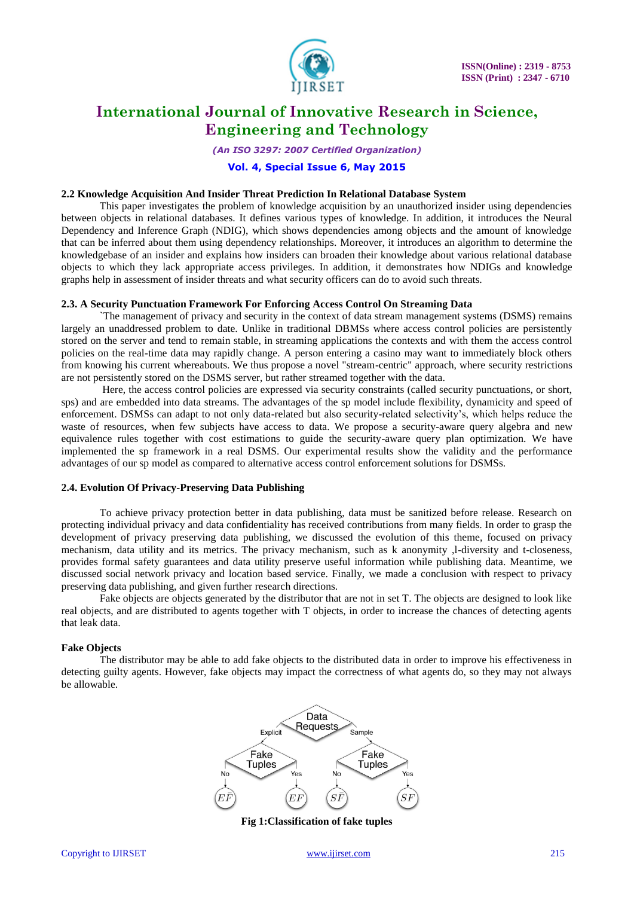### 2.2 Knowledge Acquisition And Insider Threat Prediction In Relational Database System

This paper investigates the problem of knowledge acquisition by an unauthorized insider using dependencies between objects in relational databases. It defines various types of knowledge. In addition, it introduces the Neural Dependency and Inference Graph (NDIG), which shows dependencies among objects and the amount of knowledge that can be inferred about them using dependency relationships. Moreover, it introduces an algorithm to determine the knowledgebase of an insider and explains how insiders can broaden their knowledge about various relational database objects to which they lack appropriate access privileges. In addition, it demonstrates how NDIGs and knowledge graphs help in assessment of insider threats and what security officers can do to avoid such threats.

### 2.3. A Security Punctuation Framework For Enforcing Access Control On Streaming Data

`The management of privacy and security in the context of data stream management systems (DSMS) remains largely an unaddressed problem to date. Unlike in traditional DBMSs where access control policies are persistently stored on the server and tend to remain stable, in streaming applications the contexts and with them the access control policies on the real-time data may rapidly change. A person entering a casino may want to immediately block others from knowing his current whereabouts. We thus propose a novel "stream-centric" approach, where security restrictions are not persistently stored on the DSMS server, but rather streamed together with the data.

Here, the access control policies are expressed via security constraints (called security punctuations, or short, sps) and are embedded into data streams. The advantages of the sp model include flexibility, dynamicity and speed of enforcement. DSMSs can adapt to not only data-related but also security-related selectivity's, which helps reduce the waste of resources, when few subjects have access to data. We propose a security-aware query algebra and new equivalence rules together with cost estimations to guide the security-aware query plan optimization. We have implemented the sp framework in a real DSMS. Our experimental results show the validity and the performance advantages of our sp model as compared to alternative access control enforcement solutions for DSMSs.

### 2.4. Evolution Of Privacy-Preserving Data Publishing

To achieve privacy protection better in data publishing, data must be sanitized before release. Research on protecting individual privacy and data confidentiality has received contributions from many fields. In order to grasp the development of privacy preserving data publishing, we discussed the evolution of this theme, focused on privacy mechanism, data utility and its metrics. The privacy mechanism, such as k anonymity ,l-diversity and t-closeness, provides formal safety guarantees and data utility preserve useful information while publishing data. Meantime, we discussed social network privacy and location based service. Finally, we made a conclusion with respect to privacy preserving data publishing, and given further research directions.

Fake objects are objects generated by the distributor that are not in set T. The objects are designed to look like real objects, and are distributed to agents together with T objects, in order to increase the chances of detecting agents that leak data.

### Fake Objects

The distributor may be able to add fake objects to the distributed data in order to improve his effectiveness in detecting guilty agents. However, fake objects may impact the correctness of what agents do, so they may not always be allowable.

Data Requests
Explicit
Sample
Fake Tuples
Fake Tuples
No
Yes
No
Yes
$E\bar{F}$
$EF$
$S\bar{F}$
$SF$

**Fig 1:Classification of fake tuples**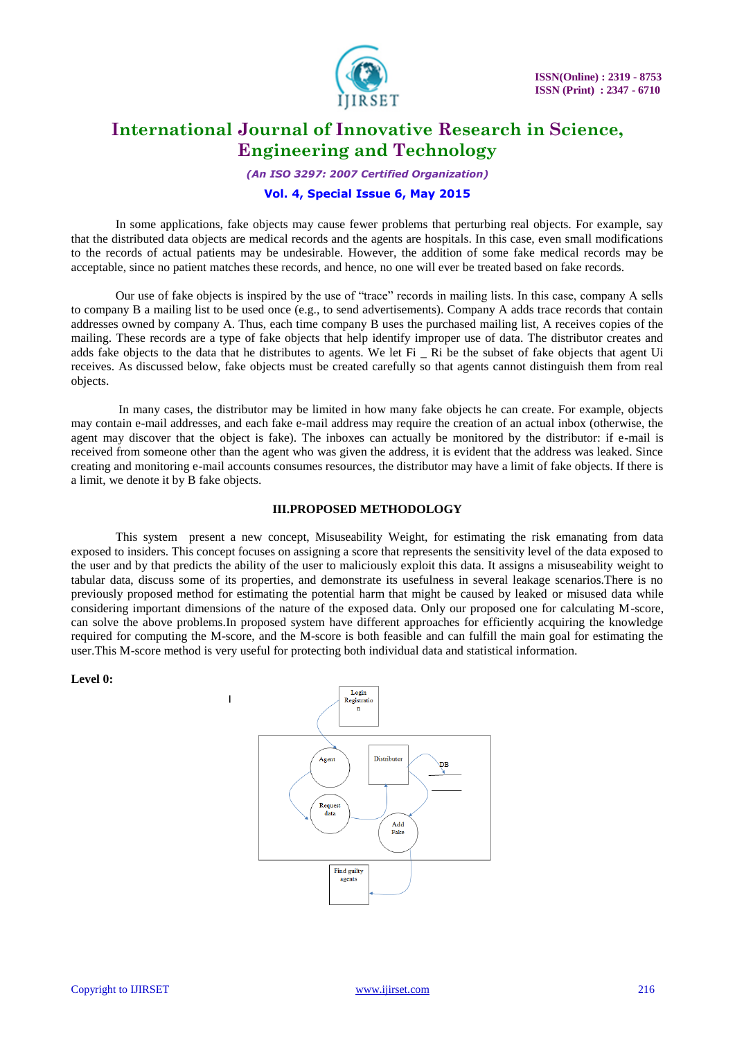In some applications, fake objects may cause fewer problems that perturbing real objects. For example, say that the distributed data objects are medical records and the agents are hospitals. In this case, even small modifications to the records of actual patients may be undesirable. However, the addition of some fake medical records may be acceptable, since no patient matches these records, and hence, no one will ever be treated based on fake records.

Our use of fake objects is inspired by the use of "trace" records in mailing lists. In this case, company A sells to company B a mailing list to be used once (e.g., to send advertisements). Company A adds trace records that contain addresses owned by company A. Thus, each time company B uses the purchased mailing list, A receives copies of the mailing. These records are a type of fake objects that help identify improper use of data. The distributor creates and adds fake objects to the data that he distributes to agents. We let Fi _ Ri be the subset of fake objects that agent Ui receives. As discussed below, fake objects must be created carefully so that agents cannot distinguish them from real objects.

In many cases, the distributor may be limited in how many fake objects he can create. For example, objects may contain e-mail addresses, and each fake e-mail address may require the creation of an actual inbox (otherwise, the agent may discover that the object is fake). The inboxes can actually be monitored by the distributor: if e-mail is received from someone other than the agent who was given the address, it is evident that the address was leaked. Since creating and monitoring e-mail accounts consumes resources, the distributor may have a limit of fake objects. If there is a limit, we denote it by B fake objects.

## III.PROPOSED METHODOLOGY

This system present a new concept, Misuseability Weight, for estimating the risk emanating from data exposed to insiders. This concept focuses on assigning a score that represents the sensitivity level of the data exposed to the user and by that predicts the ability of the user to maliciously exploit this data. It assigns a misuseability weight to tabular data, discuss some of its properties, and demonstrate its usefulness in several leakage scenarios.There is no previously proposed method for estimating the potential harm that might be caused by leaked or misused data while considering important dimensions of the nature of the exposed data. Only our proposed one for calculating M-score, can solve the above problems.In proposed system have different approaches for efficiently acquiring the knowledge required for computing the M-score, and the M-score is both feasible and can fulfill the main goal for estimating the user.This M-score method is very useful for protecting both individual data and statistical information.

**Level 0:**

Login Registration

Agent

Distributor

DB

Request data

Add Fake

Find guilty agents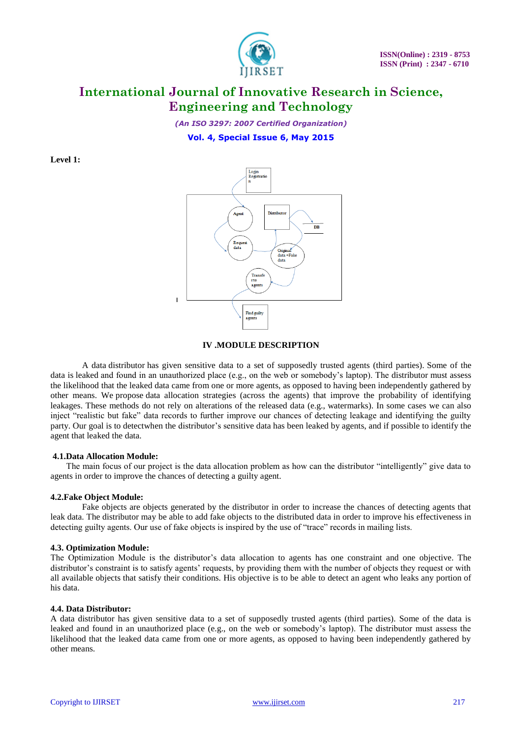**Level 1:**

## IV .MODULE DESCRIPTION

A data distributor has given sensitive data to a set of supposedly trusted agents (third parties). Some of the data is leaked and found in an unauthorized place (e.g., on the web or somebody's laptop). The distributor must assess the likelihood that the leaked data came from one or more agents, as opposed to having been independently gathered by other means. We propose data allocation strategies (across the agents) that improve the probability of identifying leakages. These methods do not rely on alterations of the released data (e.g., watermarks). In some cases we can also inject "realistic but fake" data records to further improve our chances of detecting leakage and identifying the guilty party. Our goal is to detectwhen the distributor's sensitive data has been leaked by agents, and if possible to identify the agent that leaked the data.

### 4.1.Data Allocation Module:

The main focus of our project is the data allocation problem as how can the distributor "intelligently" give data to agents in order to improve the chances of detecting a guilty agent.

### 4.2.Fake Object Module:

Fake objects are objects generated by the distributor in order to increase the chances of detecting agents that leak data. The distributor may be able to add fake objects to the distributed data in order to improve his effectiveness in detecting guilty agents. Our use of fake objects is inspired by the use of "trace" records in mailing lists.

### 4.3. Optimization Module:

The Optimization Module is the distributor's data allocation to agents has one constraint and one objective. The distributor's constraint is to satisfy agents' requests, by providing them with the number of objects they request or with all available objects that satisfy their conditions. His objective is to be able to detect an agent who leaks any portion of his data.

### 4.4. Data Distributor:

A data distributor has given sensitive data to a set of supposedly trusted agents (third parties). Some of the data is leaked and found in an unauthorized place (e.g., on the web or somebody's laptop). The distributor must assess the likelihood that the leaked data came from one or more agents, as opposed to having been independently gathered by other means.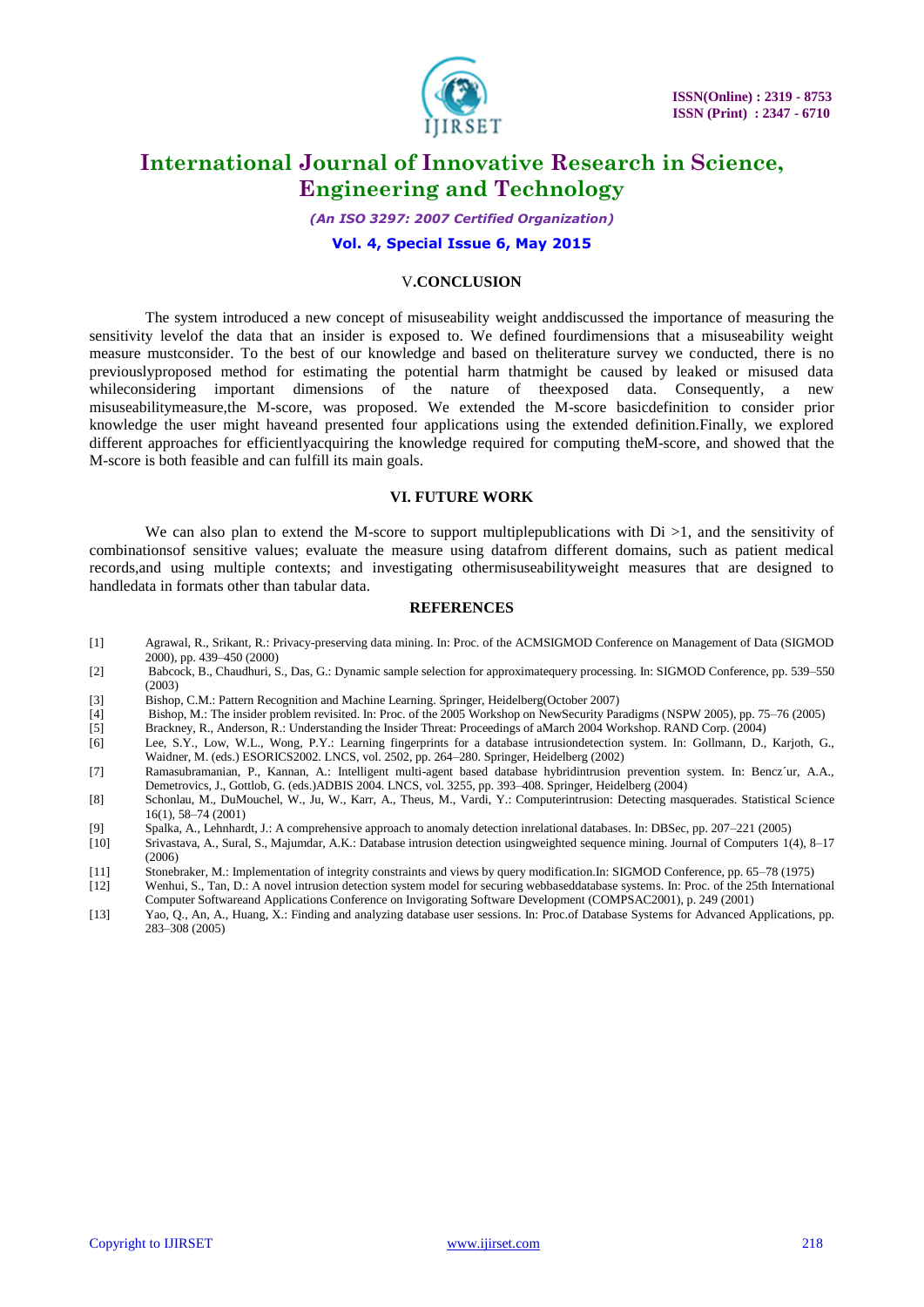## V. CONCLUSION

The system introduced a new concept of misuseability weight anddiscussed the importance of measuring the sensitivity levelof the data that an insider is exposed to. We defined fourdimensions that a misuseability weight measure mustconsider. To the best of our knowledge and based on theliterature survey we conducted, there is no previouslyproposed method for estimating the potential harm thatmight be caused by leaked or misused data whileconsidering important dimensions of the nature of theexposed data. Consequently, a new misuseabilitymeasure,the M-score, was proposed. We extended the M-score basicdefinition to consider prior knowledge the user might haveand presented four applications using the extended definition.Finally, we explored different approaches for efficientlyacquiring the knowledge required for computing theM-score, and showed that the M-score is both feasible and can fulfill its main goals.

## VI. FUTURE WORK

We can also plan to extend the M-score to support multiplepublications with $D_i > 1$, and the sensitivity of combinationsof sensitive values; evaluate the measure using datafrom different domains, such as patient medical records,and using multiple contexts; and investigating othermisuseabilityweight measures that are designed to handledata in formats other than tabular data.

## REFERENCES

[1] Agrawal, R., Srikant, R.: Privacy-preserving data mining. In: Proc. of the ACMSIGMOD Conference on Management of Data (SIGMOD 2000), pp. 439–450 (2000)

[2] Babcock, B., Chaudhuri, S., Das, G.: Dynamic sample selection for approximatequery processing. In: SIGMOD Conference, pp. 539–550 (2003)

[3] Bishop, C.M.: Pattern Recognition and Machine Learning. Springer, Heidelberg(October 2007)

[4] Bishop, M.: The insider problem revisited. In: Proc. of the 2005 Workshop on NewSecurity Paradigms (NSPW 2005), pp. 75–76 (2005)

[5] Brackney, R., Anderson, R.: Understanding the Insider Threat: Proceedings of aMarch 2004 Workshop. RAND Corp. (2004)

[6] Lee, S.Y., Low, W.L., Wong, P.Y.: Learning fingerprints for a database intrusiondetection system. In: Gollmann, D., Karjoth, G., Waidner, M. (eds.) ESORICS2002. LNCS, vol. 2502, pp. 264–280. Springer, Heidelberg (2002)

[7] Ramasubramanian, P., Kannan, A.: Intelligent multi-agent based database hybridintrusion prevention system. In: Bencz´ur, A.A., Demetrovics, J., Gottlob, G. (eds.)ADBIS 2004. LNCS, vol. 3255, pp. 393–408. Springer, Heidelberg (2004)

[8] Schonlau, M., DuMouchel, W., Ju, W., Karr, A., Theus, M., Vardi, Y.: Computerintrusion: Detecting masquerades. Statistical Science 16(1), 58–74 (2001)

[9] Spalka, A., Lehnhardt, J.: A comprehensive approach to anomaly detection inrelational databases. In: DBSec, pp. 207–221 (2005)

[10] Srivastava, A., Sural, S., Majumdar, A.K.: Database intrusion detection usingweighted sequence mining. Journal of Computers 1(4), 8–17 (2006)

[11] Stonebraker, M.: Implementation of integrity constraints and views by query modification.In: SIGMOD Conference, pp. 65–78 (1975)

[12] Wenhui, S., Tan, D.: A novel intrusion detection system model for securing webbaseddatabase systems. In: Proc. of the 25th International Computer Softwareand Applications Conference on Invigorating Software Development (COMPSAC2001), p. 249 (2001)

[13] Yao, Q., An, A., Huang, X.: Finding and analyzing database user sessions. In: Proc.of Database Systems for Advanced Applications, pp. 283–308 (2005)